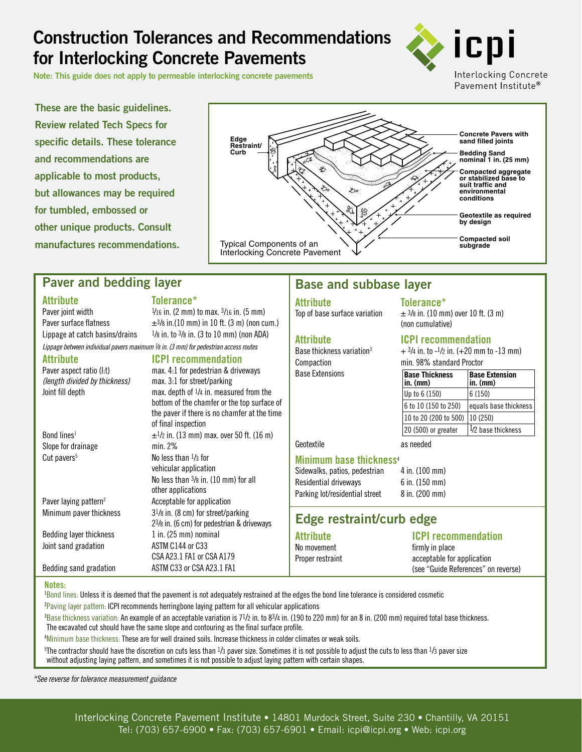# Construction Tolerances and Recommendations for Interlocking Concrete Pavements

**Note: This guide does not apply to permeable interlocking concrete pavements**

icpi
Interlocking Concrete Pavement Institute®

**These are the basic guidelines. Review related Tech Specs for specific details. These tolerance and recommendations are applicable to most products, but allowances may be required for tumbled, embossed or other unique products. Consult manufactures recommendations.**

Edge Restraint/ Curb

Concrete Pavers with sand filled joints

Bedding Sand nominal 1 in. (25 mm)

Compacted aggregate or stabilized base to suit traffic and environmental conditions

Geotextile as required by design

Compacted soil subgrade

Typical Components of an Interlocking Concrete Pavement

## Paver and bedding layer

| Attribute | Tolerance* |
|---|---|
| Paver joint width | 1/16 in. (2 mm) to max. 3/16 in. (5 mm) |
| Paver surface flatness | ±3/8 in.(10 mm) in 10 ft. (3 m) (non cum.) |
| Lippage at catch basins/drains | 1/8 in. to 3/8 in. (3 to 10 mm) (non ADA) |

*Lippage between individual pavers maximum 1/8 in. (3 mm) for pedestrian access routes*

| Attribute | ICPI recommendation |
|---|---|
| Paver aspect ratio (l:t) *(length divided by thickness)* | max. 4:1 for pedestrian & driveways<br>max. 3:1 for street/parking |
| Joint fill depth | max. depth of 1/4 in. measured from the bottom of the chamfer or the top surface of the paver if there is no chamfer at the time of final inspection |
| Bond lines[1] | ±1/2 in. (13 mm) max. over 50 ft. (16 m) |
| Slope for drainage | min. 2% |
| Cut pavers[5] | No less than 1/3 for vehicular application<br>No less than 3/8 in. (10 mm) for all other applications |
| Paver laying pattern[2] | Acceptable for application |
| Minimum paver thickness | 3 1/8 in. (8 cm) for street/parking<br>2 3/8 in. (6 cm) for pedestrian & driveways |
| Bedding layer thickness | 1 in. (25 mm) nominal |
| Joint sand gradation | ASTM C144 or C33<br>CSA A23.1 FA1 or CSA A179 |
| Bedding sand gradation | ASTM C33 or CSA A23.1 FA1 |

## Base and subbase layer

| Attribute | Tolerance* |
|---|---|
| Top of base surface variation | ± 3/8 in. (10 mm) over 10 ft. (3 m) (non cumulative) |

| Attribute | ICPI recommendation |
|---|---|
| Base thickness variation[3] | + 3/4 in. to -1/2 in. (+20 mm to -13 mm) |
| Compaction | min. 98% standard Proctor |
| Base Extensions | see table below |
| Geotextile | as needed |

| Base Thickness in. (mm) | Base Extension in. (mm) |
|---|---|
| Up to 6 (150) | 6 (150) |
| 6 to 10 (150 to 250) | equals base thickness |
| 10 to 20 (200 to 500) | 10 (250) |
| 20 (500) or greater | 1/2 base thickness |

### Minimum base thickness[4]

| | |
|---|---|
| Sidewalks, patios, pedestrian | 4 in. (100 mm) |
| Residential driveways | 6 in. (150 mm) |
| Parking lot/residential street | 8 in. (200 mm) |

## Edge restraint/curb edge

| Attribute | ICPI recommendation |
|---|---|
| No movement | firmly in place |
| Proper restraint | acceptable for application (see "Guide References" on reverse) |

**Notes:**

[1]Bond lines: Unless it is deemed that the pavement is not adequately restrained at the edges the bond line tolerance is considered cosmetic

[2]Paving layer pattern: ICPI recommends herringbone laying pattern for all vehicular applications

[3]Base thickness variation: An example of an acceptable variation is 7 1/2 in. to 8 3/4 in. (190 to 220 mm) for an 8 in. (200 mm) required total base thickness. The excavated cut should have the same slope and contouring as the final surface profile.

[4]Minimum base thickness: These are for well drained soils. Increase thickness in colder climates or weak soils.

[5]The contractor should have the discretion on cuts less than 1/3 paver size. Sometimes it is not possible to adjust the cuts to less than 1/3 paver size without adjusting laying pattern, and sometimes it is not possible to adjust laying pattern with certain shapes.

*\*See reverse for tolerance measurement guidance*

Interlocking Concrete Pavement Institute • 14801 Murdock Street, Suite 230 • Chantilly, VA 20151
Tel: (703) 657-6900 • Fax: (703) 657-6901 • Email: icpi@icpi.org • Web: icpi.org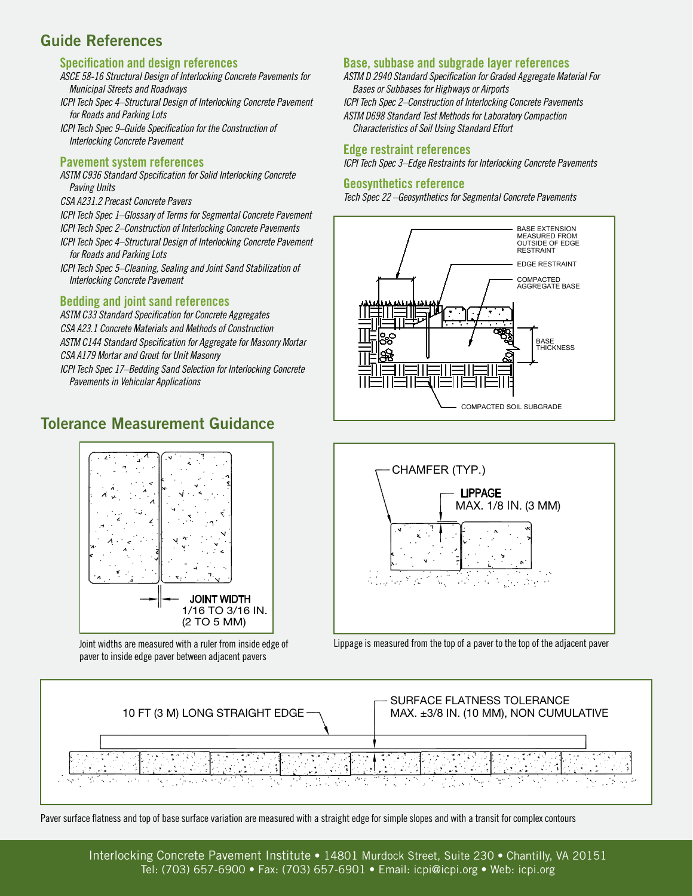## Guide References

### Specification and design references

*ASCE 58-16 Structural Design of Interlocking Concrete Pavements for Municipal Streets and Roadways*
*ICPI Tech Spec 4–Structural Design of Interlocking Concrete Pavement for Roads and Parking Lots*
*ICPI Tech Spec 9–Guide Specification for the Construction of Interlocking Concrete Pavement*

### Pavement system references

*ASTM C936 Standard Specification for Solid Interlocking Concrete Paving Units*
*CSA A231.2 Precast Concrete Pavers*
*ICPI Tech Spec 1–Glossary of Terms for Segmental Concrete Pavement*
*ICPI Tech Spec 2–Construction of Interlocking Concrete Pavements*
*ICPI Tech Spec 4–Structural Design of Interlocking Concrete Pavement for Roads and Parking Lots*
*ICPI Tech Spec 5–Cleaning, Sealing and Joint Sand Stabilization of Interlocking Concrete Pavement*

### Bedding and joint sand references

*ASTM C33 Standard Specification for Concrete Aggregates*
*CSA A23.1 Concrete Materials and Methods of Construction*
*ASTM C144 Standard Specification for Aggregate for Masonry Mortar*
*CSA A179 Mortar and Grout for Unit Masonry*
*ICPI Tech Spec 17–Bedding Sand Selection for Interlocking Concrete Pavements in Vehicular Applications*

### Base, subbase and subgrade layer references

*ASTM D 2940 Standard Specification for Graded Aggregate Material For Bases or Subbases for Highways or Airports*
*ICPI Tech Spec 2–Construction of Interlocking Concrete Pavements*
*ASTM D698 Standard Test Methods for Laboratory Compaction Characteristics of Soil Using Standard Effort*

### Edge restraint references

*ICPI Tech Spec 3–Edge Restraints for Interlocking Concrete Pavements*

### Geosynthetics reference

*Tech Spec 22 –Geosynthetics for Segmental Concrete Pavements*

BASE EXTENSION MEASURED FROM OUTSIDE OF EDGE RESTRAINT
EDGE RESTRAINT
COMPACTED AGGREGATE BASE
BASE THICKNESS
COMPACTED SOIL SUBGRADE

## Tolerance Measurement Guidance

JOINT WIDTH
1/16 TO 3/16 IN.
(2 TO 5 MM)

Joint widths are measured with a ruler from inside edge of paver to inside edge paver between adjacent pavers

CHAMFER (TYP.)
LIPPAGE
MAX. 1/8 IN. (3 MM)

Lippage is measured from the top of a paver to the top of the adjacent paver

10 FT (3 M) LONG STRAIGHT EDGE
SURFACE FLATNESS TOLERANCE
MAX. ±3/8 IN. (10 MM), NON CUMULATIVE

Paver surface flatness and top of base surface variation are measured with a straight edge for simple slopes and with a transit for complex contours

Interlocking Concrete Pavement Institute • 14801 Murdock Street, Suite 230 • Chantilly, VA 20151
Tel: (703) 657-6900 • Fax: (703) 657-6901 • Email: icpi@icpi.org • Web: icpi.org